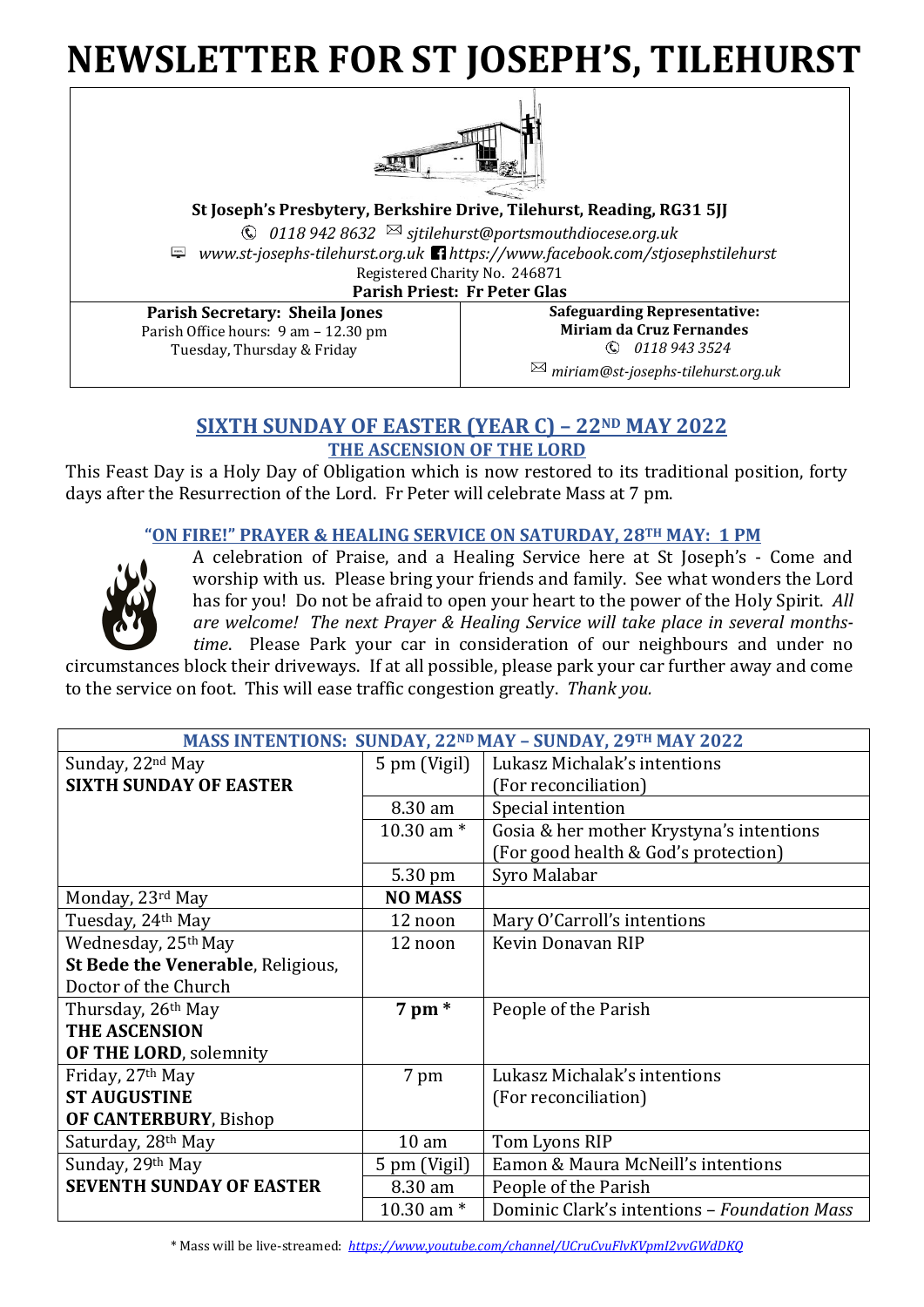# NEWSLETTER FOR ST JOSEPH'S, TILEHURST

**St Joseph's Presbytery, Berkshire Drive, Tilehurst, Reading, RG31 5JJ**

*0118 942 8632* *sjtilehurst@portsmouthdiocese.org.uk*

*www.st-josephs-tilehurst.org.uk* *https://www.facebook.com/stjosephstilehurst*

Registered Charity No. 246871

**Parish Priest: Fr Peter Glas**

**Parish Secretary: Sheila Jones**
Parish Office hours: 9 am – 12.30 pm
Tuesday, Thursday & Friday

**Safeguarding Representative:**
**Miriam da Cruz Fernandes**
*0118 943 3524*
*miriam@st-josephs-tilehurst.org.uk*

## SIXTH SUNDAY OF EASTER (YEAR C) – 22ND MAY 2022

### THE ASCENSION OF THE LORD

This Feast Day is a Holy Day of Obligation which is now restored to its traditional position, forty days after the Resurrection of the Lord. Fr Peter will celebrate Mass at 7 pm.

### "ON FIRE!" PRAYER & HEALING SERVICE ON SATURDAY, 28TH MAY: 1 PM

A celebration of Praise, and a Healing Service here at St Joseph's - Come and worship with us. Please bring your friends and family. See what wonders the Lord has for you! Do not be afraid to open your heart to the power of the Holy Spirit. *All are welcome! The next Prayer & Healing Service will take place in several months-time*. Please Park your car in consideration of our neighbours and under no circumstances block their driveways. If at all possible, please park your car further away and come to the service on foot. This will ease traffic congestion greatly. *Thank you.*

| MASS INTENTIONS: SUNDAY, 22ND MAY – SUNDAY, 29TH MAY 2022 | | |
|---|---|---|
| Sunday, 22nd May **SIXTH SUNDAY OF EASTER** | 5 pm (Vigil) | Lukasz Michalak's intentions (For reconciliation) |
| | 8.30 am | Special intention |
| | 10.30 am * | Gosia & her mother Krystyna's intentions (For good health & God's protection) |
| | 5.30 pm | Syro Malabar |
| Monday, 23rd May | **NO MASS** | |
| Tuesday, 24th May | 12 noon | Mary O'Carroll's intentions |
| Wednesday, 25th May **St Bede the Venerable**, Religious, Doctor of the Church | 12 noon | Kevin Donavan RIP |
| Thursday, 26th May **THE ASCENSION OF THE LORD**, solemnity | **7 pm** * | People of the Parish |
| Friday, 27th May **ST AUGUSTINE OF CANTERBURY**, Bishop | 7 pm | Lukasz Michalak's intentions (For reconciliation) |
| Saturday, 28th May | 10 am | Tom Lyons RIP |
| Sunday, 29th May **SEVENTH SUNDAY OF EASTER** | 5 pm (Vigil) | Eamon & Maura McNeill's intentions |
| | 8.30 am | People of the Parish |
| | 10.30 am * | Dominic Clark's intentions – *Foundation Mass* |

* Mass will be live-streamed: *https://www.youtube.com/channel/UCruCvuFlvKVpmI2vvGWdDKQ*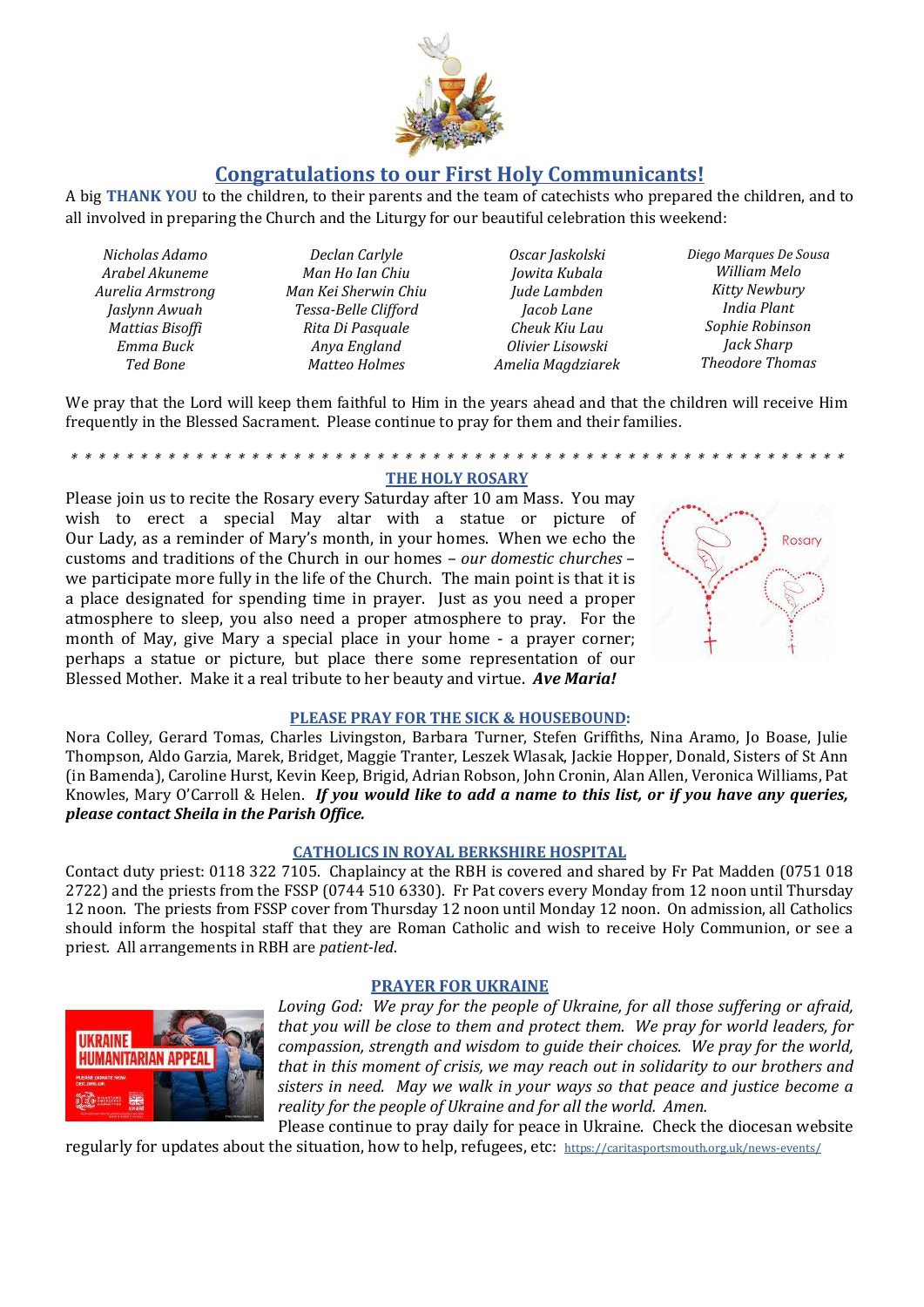## Congratulations to our First Holy Communicants!

A big **THANK YOU** to the children, to their parents and the team of catechists who prepared the children, and to all involved in preparing the Church and the Liturgy for our beautiful celebration this weekend:

*Nicholas Adamo*
*Arabel Akuneme*
*Aurelia Armstrong*
*Jaslynn Awuah*
*Mattias Bisoffi*
*Emma Buck*
*Ted Bone*
*Declan Carlyle*
*Man Ho Ian Chiu*
*Man Kei Sherwin Chiu*
*Tessa-Belle Clifford*
*Rita Di Pasquale*
*Anya England*
*Matteo Holmes*
*Oscar Jaskolski*
*Jowita Kubala*
*Jude Lambden*
*Jacob Lane*
*Cheuk Kiu Lau*
*Olivier Lisowski*
*Amelia Magdziarek*
*Diego Marques De Sousa*
*William Melo*
*Kitty Newbury*
*India Plant*
*Sophie Robinson*
*Jack Sharp*
*Theodore Thomas*

We pray that the Lord will keep them faithful to Him in the years ahead and that the children will receive Him frequently in the Blessed Sacrament. Please continue to pray for them and their families.

* * * * * * * * * * * * * * * * * * * * * * * * * * * * * * * * * * * * * * * * * * * * * * * * * * * * * * * * * * * *

### THE HOLY ROSARY

Please join us to recite the Rosary every Saturday after 10 am Mass. You may wish to erect a special May altar with a statue or picture of Our Lady, as a reminder of Mary's month, in your homes. When we echo the customs and traditions of the Church in our homes – *our domestic churches* – we participate more fully in the life of the Church. The main point is that it is a place designated for spending time in prayer. Just as you need a proper atmosphere to sleep, you also need a proper atmosphere to pray. For the month of May, give Mary a special place in your home - a prayer corner; perhaps a statue or picture, but place there some representation of our Blessed Mother. Make it a real tribute to her beauty and virtue. ***Ave Maria!***

### PLEASE PRAY FOR THE SICK & HOUSEBOUND:

Nora Colley, Gerard Tomas, Charles Livingston, Barbara Turner, Stefen Griffiths, Nina Aramo, Jo Boase, Julie Thompson, Aldo Garzia, Marek, Bridget, Maggie Tranter, Leszek Wlasak, Jackie Hopper, Donald, Sisters of St Ann (in Bamenda), Caroline Hurst, Kevin Keep, Brigid, Adrian Robson, John Cronin, Alan Allen, Veronica Williams, Pat Knowles, Mary O'Carroll & Helen. ***If you would like to add a name to this list, or if you have any queries, please contact Sheila in the Parish Office.***

### CATHOLICS IN ROYAL BERKSHIRE HOSPITAL

Contact duty priest: 0118 322 7105. Chaplaincy at the RBH is covered and shared by Fr Pat Madden (0751 018 2722) and the priests from the FSSP (0744 510 6330). Fr Pat covers every Monday from 12 noon until Thursday 12 noon. The priests from FSSP cover from Thursday 12 noon until Monday 12 noon. On admission, all Catholics should inform the hospital staff that they are Roman Catholic and wish to receive Holy Communion, or see a priest. All arrangements in RBH are *patient-led*.

### PRAYER FOR UKRAINE

*Loving God: We pray for the people of Ukraine, for all those suffering or afraid, that you will be close to them and protect them. We pray for world leaders, for compassion, strength and wisdom to guide their choices. We pray for the world, that in this moment of crisis, we may reach out in solidarity to our brothers and sisters in need. May we walk in your ways so that peace and justice become a reality for the people of Ukraine and for all the world. Amen.*

Please continue to pray daily for peace in Ukraine. Check the diocesan website regularly for updates about the situation, how to help, refugees, etc: https://caritasportsmouth.org.uk/news-events/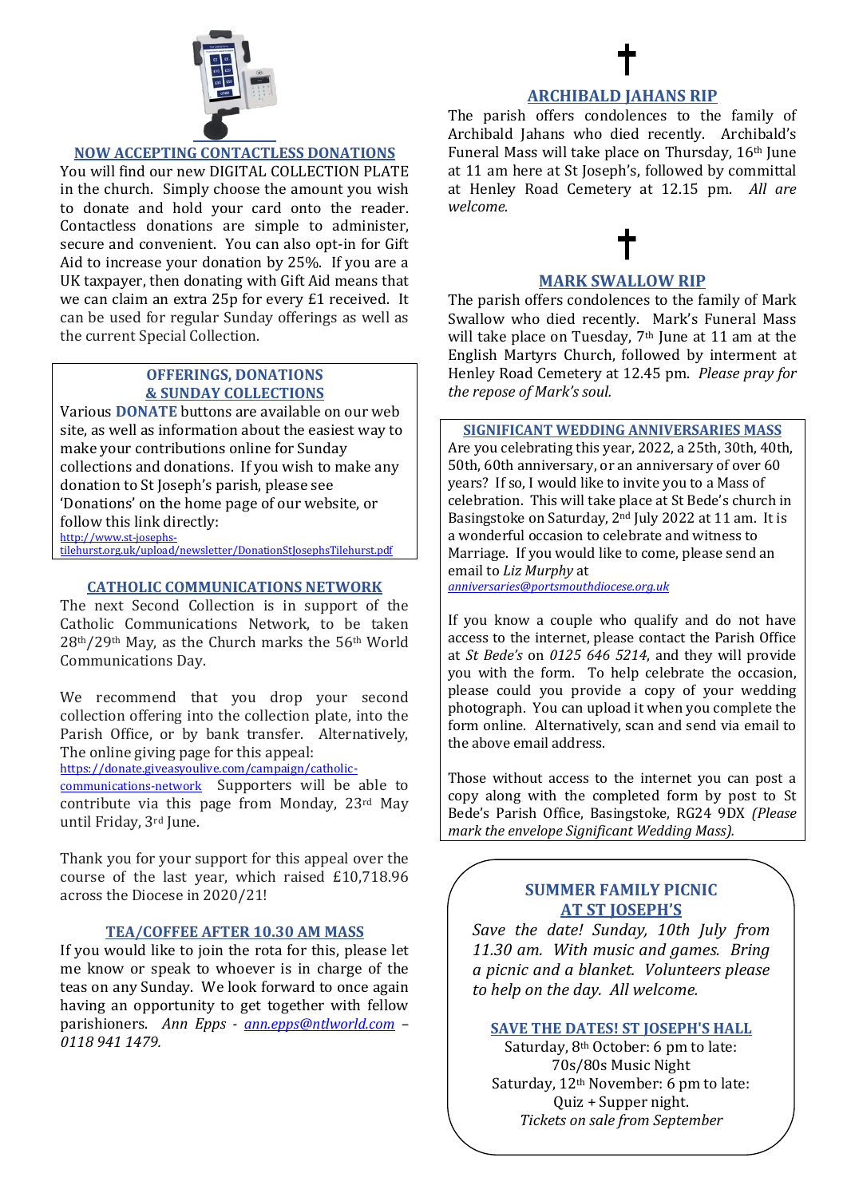## NOW ACCEPTING CONTACTLESS DONATIONS

You will find our new DIGITAL COLLECTION PLATE in the church. Simply choose the amount you wish to donate and hold your card onto the reader. Contactless donations are simple to administer, secure and convenient. You can also opt-in for Gift Aid to increase your donation by 25%. If you are a UK taxpayer, then donating with Gift Aid means that we can claim an extra 25p for every £1 received. It can be used for regular Sunday offerings as well as the current Special Collection.

## OFFERINGS, DONATIONS & SUNDAY COLLECTIONS

Various **DONATE** buttons are available on our web site, as well as information about the easiest way to make your contributions online for Sunday collections and donations. If you wish to make any donation to St Joseph's parish, please see 'Donations' on the home page of our website, or follow this link directly:
http://www.st-josephs-tilehurst.org.uk/upload/newsletter/DonationStJosephsTilehurst.pdf

## CATHOLIC COMMUNICATIONS NETWORK

The next Second Collection is in support of the Catholic Communications Network, to be taken 28th/29th May, as the Church marks the 56th World Communications Day.

We recommend that you drop your second collection offering into the collection plate, into the Parish Office, or by bank transfer. Alternatively, The online giving page for this appeal:
https://donate.giveasyoulive.com/campaign/catholic-communications-network Supporters will be able to contribute via this page from Monday, 23rd May until Friday, 3rd June.

Thank you for your support for this appeal over the course of the last year, which raised £10,718.96 across the Diocese in 2020/21!

## TEA/COFFEE AFTER 10.30 AM MASS

If you would like to join the rota for this, please let me know or speak to whoever is in charge of the teas on any Sunday. We look forward to once again having an opportunity to get together with fellow parishioners. *Ann Epps - ann.epps@ntlworld.com – 0118 941 1479.*

✝

## ARCHIBALD JAHANS RIP

The parish offers condolences to the family of Archibald Jahans who died recently. Archibald's Funeral Mass will take place on Thursday, 16th June at 11 am here at St Joseph's, followed by committal at Henley Road Cemetery at 12.15 pm. *All are welcome.*

✝

## MARK SWALLOW RIP

The parish offers condolences to the family of Mark Swallow who died recently. Mark's Funeral Mass will take place on Tuesday, 7th June at 11 am at the English Martyrs Church, followed by interment at Henley Road Cemetery at 12.45 pm. *Please pray for the repose of Mark's soul.*

## SIGNIFICANT WEDDING ANNIVERSARIES MASS

Are you celebrating this year, 2022, a 25th, 30th, 40th, 50th, 60th anniversary, or an anniversary of over 60 years? If so, I would like to invite you to a Mass of celebration. This will take place at St Bede's church in Basingstoke on Saturday, 2nd July 2022 at 11 am. It is a wonderful occasion to celebrate and witness to Marriage. If you would like to come, please send an email to *Liz Murphy* at
*anniversaries@portsmouthdiocese.org.uk*

If you know a couple who qualify and do not have access to the internet, please contact the Parish Office at *St Bede's* on *0125 646 5214*, and they will provide you with the form. To help celebrate the occasion, please could you provide a copy of your wedding photograph. You can upload it when you complete the form online. Alternatively, scan and send via email to the above email address.

Those without access to the internet you can post a copy along with the completed form by post to St Bede's Parish Office, Basingstoke, RG24 9DX *(Please mark the envelope Significant Wedding Mass).*

## SUMMER FAMILY PICNIC AT ST JOSEPH'S

*Save the date! Sunday, 10th July from 11.30 am. With music and games. Bring a picnic and a blanket. Volunteers please to help on the day. All welcome.*

## SAVE THE DATES! ST JOSEPH'S HALL

Saturday, 8th October: 6 pm to late:
70s/80s Music Night
Saturday, 12th November: 6 pm to late:
Quiz + Supper night.
*Tickets on sale from September*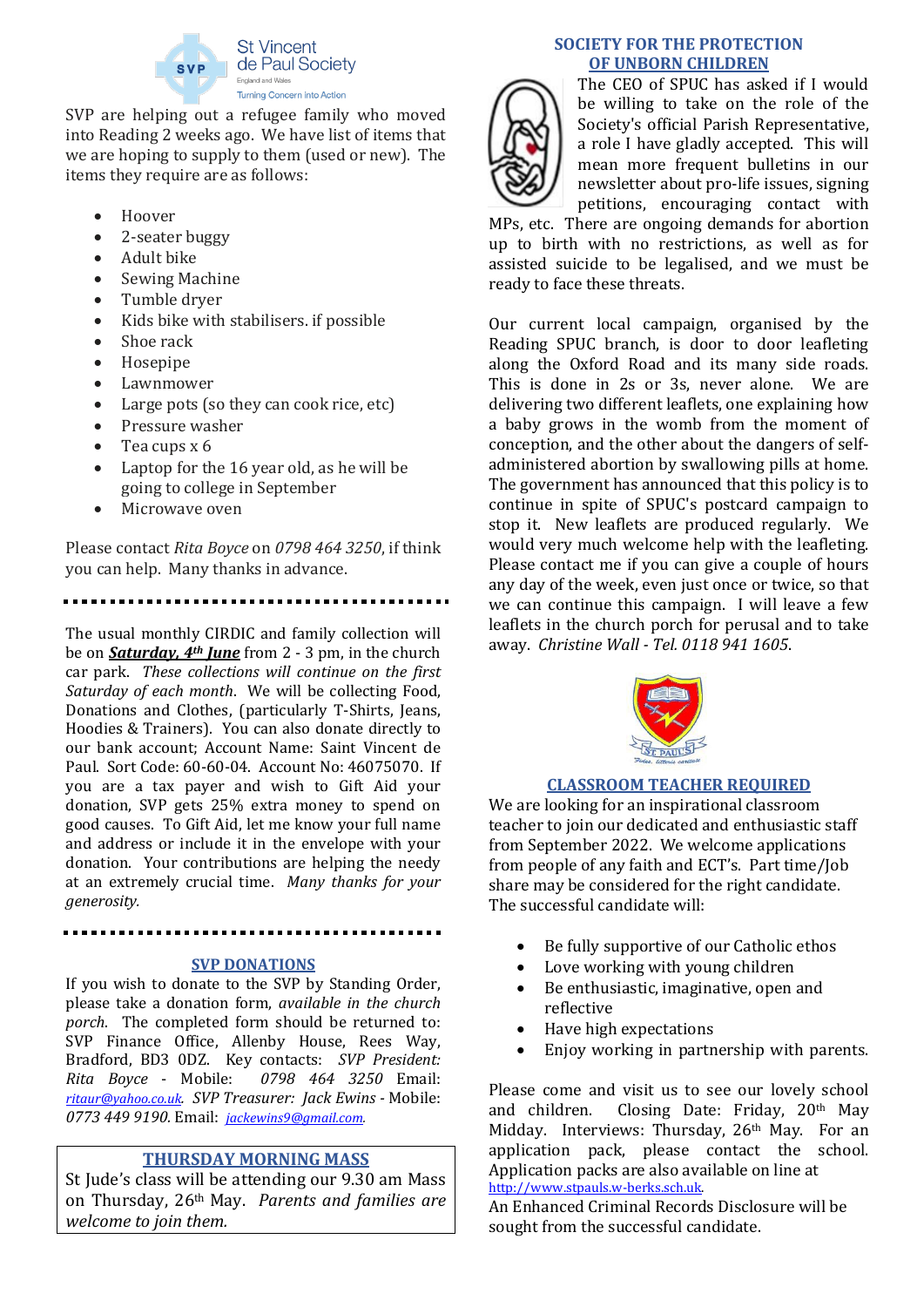SVP are helping out a refugee family who moved into Reading 2 weeks ago. We have list of items that we are hoping to supply to them (used or new). The items they require are as follows:

- Hoover
- 2-seater buggy
- Adult bike
- Sewing Machine
- Tumble dryer
- Kids bike with stabilisers. if possible
- Shoe rack
- Hosepipe
- Lawnmower
- Large pots (so they can cook rice, etc)
- Pressure washer
- Tea cups x 6
- Laptop for the 16 year old, as he will be going to college in September
- Microwave oven

Please contact *Rita Boyce* on *0798 464 3250*, if think you can help. Many thanks in advance.

---

The usual monthly CIRDIC and family collection will be on ***Saturday, 4th June*** from 2 - 3 pm, in the church car park. *These collections will continue on the first Saturday of each month*. We will be collecting Food, Donations and Clothes, (particularly T-Shirts, Jeans, Hoodies & Trainers). You can also donate directly to our bank account; Account Name: Saint Vincent de Paul. Sort Code: 60-60-04. Account No: 46075070. If you are a tax payer and wish to Gift Aid your donation, SVP gets 25% extra money to spend on good causes. To Gift Aid, let me know your full name and address or include it in the envelope with your donation. Your contributions are helping the needy at an extremely crucial time. *Many thanks for your generosity.*

---

## SVP DONATIONS

If you wish to donate to the SVP by Standing Order, please take a donation form, *available in the church porch*. The completed form should be returned to: SVP Finance Office, Allenby House, Rees Way, Bradford, BD3 0DZ. Key contacts: *SVP President: Rita Boyce* - Mobile: *0798 464 3250* Email: *ritaur@yahoo.co.uk*. *SVP Treasurer: Jack Ewins* - Mobile: *0773 449 9190*. Email: *jackewins9@gmail.com*.

## THURSDAY MORNING MASS

St Jude's class will be attending our 9.30 am Mass on Thursday, 26th May. *Parents and families are welcome to join them.*

## SOCIETY FOR THE PROTECTION OF UNBORN CHILDREN

The CEO of SPUC has asked if I would be willing to take on the role of the Society's official Parish Representative, a role I have gladly accepted. This will mean more frequent bulletins in our newsletter about pro-life issues, signing petitions, encouraging contact with MPs, etc. There are ongoing demands for abortion up to birth with no restrictions, as well as for assisted suicide to be legalised, and we must be ready to face these threats.

Our current local campaign, organised by the Reading SPUC branch, is door to door leafleting along the Oxford Road and its many side roads. This is done in 2s or 3s, never alone. We are delivering two different leaflets, one explaining how a baby grows in the womb from the moment of conception, and the other about the dangers of self-administered abortion by swallowing pills at home. The government has announced that this policy is to continue in spite of SPUC's postcard campaign to stop it. New leaflets are produced regularly. We would very much welcome help with the leafleting. Please contact me if you can give a couple of hours any day of the week, even just once or twice, so that we can continue this campaign. I will leave a few leaflets in the church porch for perusal and to take away. *Christine Wall - Tel. 0118 941 1605*.

## CLASSROOM TEACHER REQUIRED

We are looking for an inspirational classroom teacher to join our dedicated and enthusiastic staff from September 2022. We welcome applications from people of any faith and ECT's. Part time/Job share may be considered for the right candidate. The successful candidate will:

- Be fully supportive of our Catholic ethos
- Love working with young children
- Be enthusiastic, imaginative, open and reflective
- Have high expectations
- Enjoy working in partnership with parents.

Please come and visit us to see our lovely school and children. Closing Date: Friday, 20th May Midday. Interviews: Thursday, 26th May. For an application pack, please contact the school. Application packs are also available on line at http://www.stpauls.w-berks.sch.uk.

An Enhanced Criminal Records Disclosure will be sought from the successful candidate.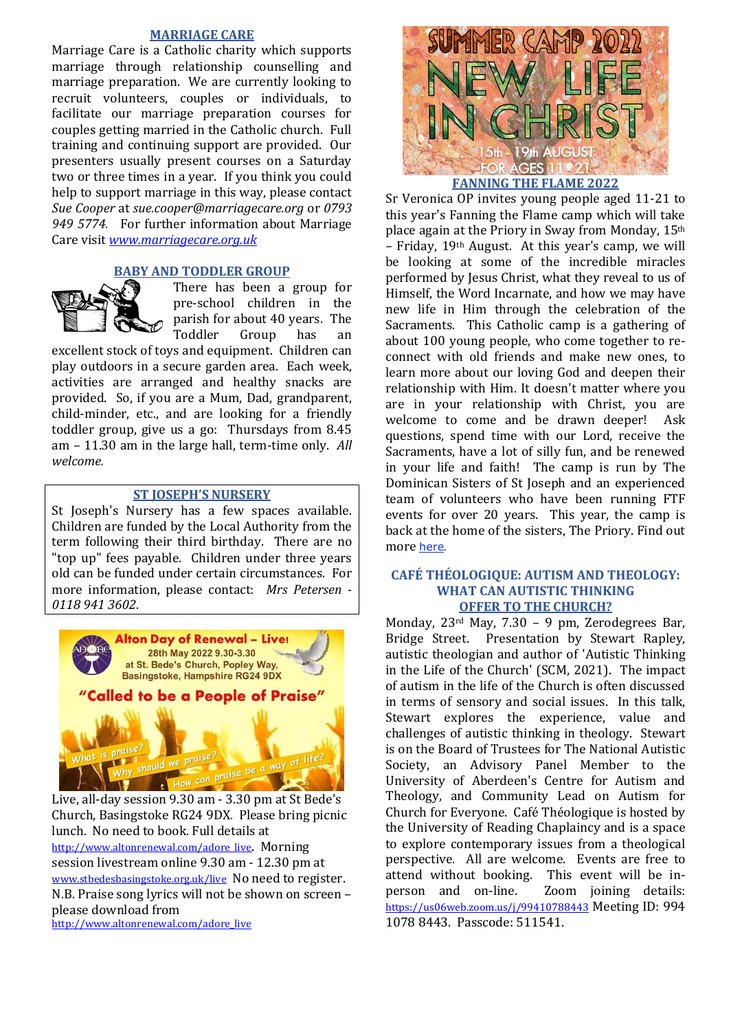## MARRIAGE CARE

Marriage Care is a Catholic charity which supports marriage through relationship counselling and marriage preparation. We are currently looking to recruit volunteers, couples or individuals, to facilitate our marriage preparation courses for couples getting married in the Catholic church. Full training and continuing support are provided. Our presenters usually present courses on a Saturday two or three times in a year. If you think you could help to support marriage in this way, please contact *Sue Cooper* at *sue.cooper@marriagecare.org* or *0793 949 5774.* For further information about Marriage Care visit *www.marriagecare.org.uk*

## BABY AND TODDLER GROUP

There has been a group for pre-school children in the parish for about 40 years. The Toddler Group has an excellent stock of toys and equipment. Children can play outdoors in a secure garden area. Each week, activities are arranged and healthy snacks are provided. So, if you are a Mum, Dad, grandparent, child-minder, etc., and are looking for a friendly toddler group, give us a go: Thursdays from 8.45 am – 11.30 am in the large hall, term-time only. *All welcome.*

## ST JOSEPH'S NURSERY

St Joseph's Nursery has a few spaces available. Children are funded by the Local Authority from the term following their third birthday. There are no "top up" fees payable. Children under three years old can be funded under certain circumstances. For more information, please contact: *Mrs Petersen - 0118 941 3602*.

**Alton Day of Renewal – Live!**
28th May 2022 9.30-3.30
at St. Bede's Church, Popley Way, Basingstoke, Hampshire RG24 9DX
**"Called to be a People of Praise"**
What is praise?
Why should we praise?
How can praise be a way of life?

Live, all-day session 9.30 am - 3.30 pm at St Bede's Church, Basingstoke RG24 9DX. Please bring picnic lunch. No need to book. Full details at http://www.altonrenewal.com/adore_live. Morning session livestream online 9.30 am - 12.30 pm at www.stbedesbasingstoke.org.uk/live No need to register. N.B. Praise song lyrics will not be shown on screen – please download from http://www.altonrenewal.com/adore_live

**SUMMER CAMP 2022**
**NEW LIFE IN CHRIST**
15th - 19th AUGUST
FOR AGES 11 - 21

## FANNING THE FLAME 2022

Sr Veronica OP invites young people aged 11-21 to this year's Fanning the Flame camp which will take place again at the Priory in Sway from Monday, 15th – Friday, 19th August. At this year's camp, we will be looking at some of the incredible miracles performed by Jesus Christ, what they reveal to us of Himself, the Word Incarnate, and how we may have new life in Him through the celebration of the Sacraments. This Catholic camp is a gathering of about 100 young people, who come together to re-connect with old friends and make new ones, to learn more about our loving God and deepen their relationship with Him. It doesn't matter where you are in your relationship with Christ, you are welcome to come and be drawn deeper! Ask questions, spend time with our Lord, receive the Sacraments, have a lot of silly fun, and be renewed in your life and faith! The camp is run by The Dominican Sisters of St Joseph and an experienced team of volunteers who have been running FTF events for over 20 years. This year, the camp is back at the home of the sisters, The Priory. Find out more here.

## CAFÉ THÉOLOGIQUE: AUTISM AND THEOLOGY: WHAT CAN AUTISTIC THINKING OFFER TO THE CHURCH?

Monday, 23rd May, 7.30 – 9 pm, Zerodegrees Bar, Bridge Street. Presentation by Stewart Rapley, autistic theologian and author of 'Autistic Thinking in the Life of the Church' (SCM, 2021). The impact of autism in the life of the Church is often discussed in terms of sensory and social issues. In this talk, Stewart explores the experience, value and challenges of autistic thinking in theology. Stewart is on the Board of Trustees for The National Autistic Society, an Advisory Panel Member to the University of Aberdeen's Centre for Autism and Theology, and Community Lead on Autism for Church for Everyone. Café Théologique is hosted by the University of Reading Chaplaincy and is a space to explore contemporary issues from a theological perspective. All are welcome. Events are free to attend without booking. This event will be in-person and on-line. Zoom joining details: https://us06web.zoom.us/j/99410788443 Meeting ID: 994 1078 8443. Passcode: 511541.